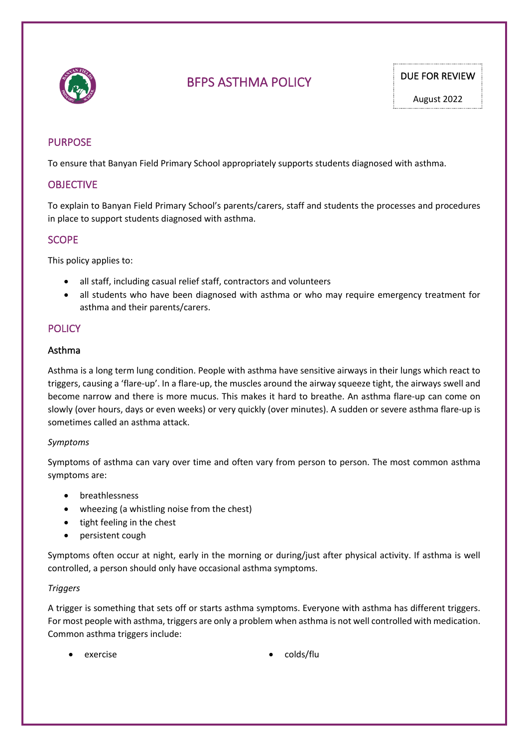# BFPS ASTHMA POLICY

DUE FOR REVIEW

August 2022

## PURPOSE

To ensure that Banyan Field Primary School appropriately supports students diagnosed with asthma.

## OBJECTIVE

To explain to Banyan Field Primary School's parents/carers, staff and students the processes and procedures in place to support students diagnosed with asthma.

## SCOPE

This policy applies to:

- all staff, including casual relief staff, contractors and volunteers
- all students who have been diagnosed with asthma or who may require emergency treatment for asthma and their parents/carers.

## POLICY

### Asthma

Asthma is a long term lung condition. People with asthma have sensitive airways in their lungs which react to triggers, causing a 'flare-up'. In a flare-up, the muscles around the airway squeeze tight, the airways swell and become narrow and there is more mucus. This makes it hard to breathe. An asthma flare-up can come on slowly (over hours, days or even weeks) or very quickly (over minutes). A sudden or severe asthma flare-up is sometimes called an asthma attack.

*Symptoms*

Symptoms of asthma can vary over time and often vary from person to person. The most common asthma symptoms are:

- breathlessness
- wheezing (a whistling noise from the chest)
- tight feeling in the chest
- persistent cough

Symptoms often occur at night, early in the morning or during/just after physical activity. If asthma is well controlled, a person should only have occasional asthma symptoms.

*Triggers*

A trigger is something that sets off or starts asthma symptoms. Everyone with asthma has different triggers. For most people with asthma, triggers are only a problem when asthma is not well controlled with medication. Common asthma triggers include:

- exercise
- colds/flu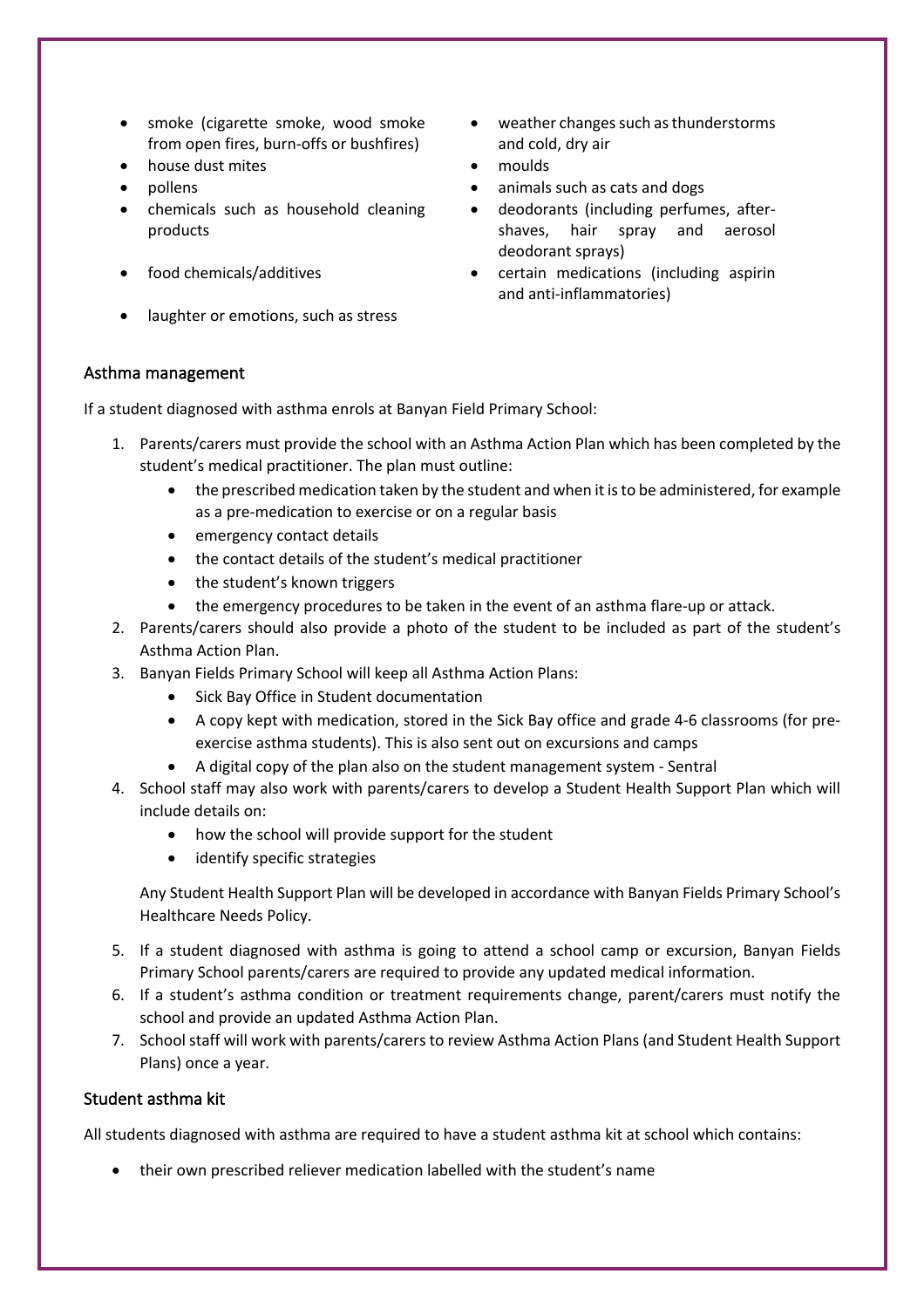- smoke (cigarette smoke, wood smoke from open fires, burn-offs or bushfires)
- house dust mites
- pollens
- chemicals such as household cleaning products
- food chemicals/additives
- laughter or emotions, such as stress
- weather changes such as thunderstorms and cold, dry air
- moulds
- animals such as cats and dogs
- deodorants (including perfumes, after-shaves, hair spray and aerosol deodorant sprays)
- certain medications (including aspirin and anti-inflammatories)

## Asthma management

If a student diagnosed with asthma enrols at Banyan Field Primary School:

1. Parents/carers must provide the school with an Asthma Action Plan which has been completed by the student's medical practitioner. The plan must outline:
   - the prescribed medication taken by the student and when it is to be administered, for example as a pre-medication to exercise or on a regular basis
   - emergency contact details
   - the contact details of the student's medical practitioner
   - the student's known triggers
   - the emergency procedures to be taken in the event of an asthma flare-up or attack.
2. Parents/carers should also provide a photo of the student to be included as part of the student's Asthma Action Plan.
3. Banyan Fields Primary School will keep all Asthma Action Plans:
   - Sick Bay Office in Student documentation
   - A copy kept with medication, stored in the Sick Bay office and grade 4-6 classrooms (for pre-exercise asthma students). This is also sent out on excursions and camps
   - A digital copy of the plan also on the student management system - Sentral
4. School staff may also work with parents/carers to develop a Student Health Support Plan which will include details on:
   - how the school will provide support for the student
   - identify specific strategies

   Any Student Health Support Plan will be developed in accordance with Banyan Fields Primary School's Healthcare Needs Policy.
5. If a student diagnosed with asthma is going to attend a school camp or excursion, Banyan Fields Primary School parents/carers are required to provide any updated medical information.
6. If a student's asthma condition or treatment requirements change, parent/carers must notify the school and provide an updated Asthma Action Plan.
7. School staff will work with parents/carers to review Asthma Action Plans (and Student Health Support Plans) once a year.

## Student asthma kit

All students diagnosed with asthma are required to have a student asthma kit at school which contains:

- their own prescribed reliever medication labelled with the student's name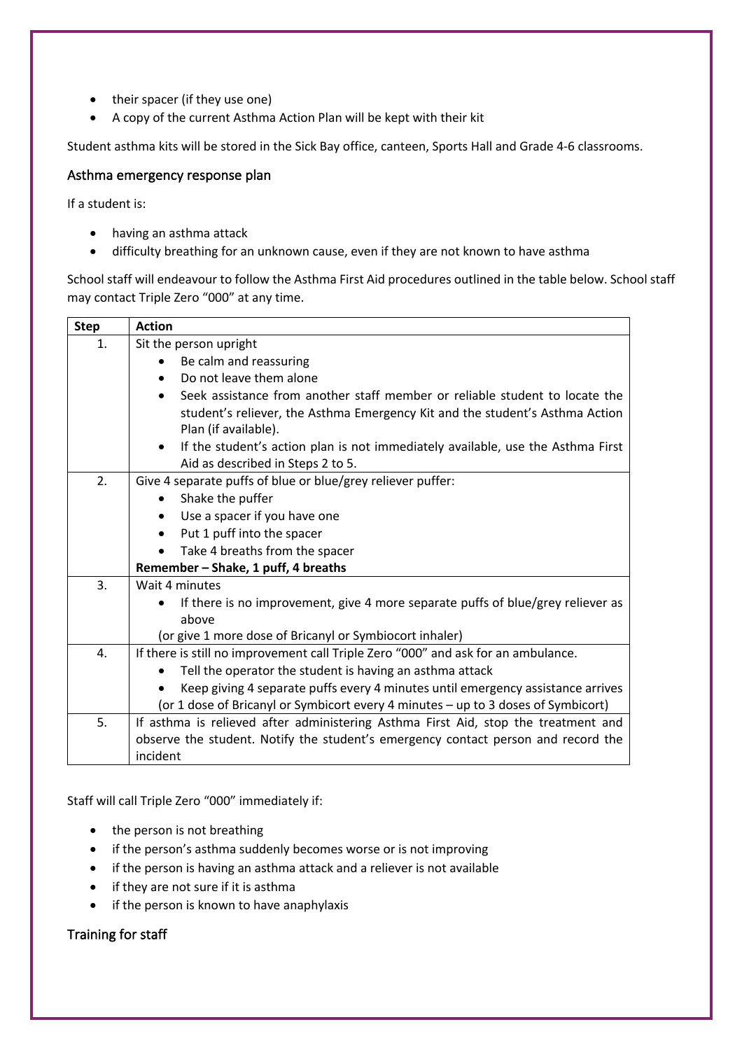- their spacer (if they use one)
- A copy of the current Asthma Action Plan will be kept with their kit

Student asthma kits will be stored in the Sick Bay office, canteen, Sports Hall and Grade 4-6 classrooms.

## Asthma emergency response plan

If a student is:

- having an asthma attack
- difficulty breathing for an unknown cause, even if they are not known to have asthma

School staff will endeavour to follow the Asthma First Aid procedures outlined in the table below. School staff may contact Triple Zero "000" at any time.

| Step | Action |
|---|---|
| 1. | Sit the person upright<br>• Be calm and reassuring<br>• Do not leave them alone<br>• Seek assistance from another staff member or reliable student to locate the student's reliever, the Asthma Emergency Kit and the student's Asthma Action Plan (if available).<br>• If the student's action plan is not immediately available, use the Asthma First Aid as described in Steps 2 to 5. |
| 2. | Give 4 separate puffs of blue or blue/grey reliever puffer:<br>• Shake the puffer<br>• Use a spacer if you have one<br>• Put 1 puff into the spacer<br>• Take 4 breaths from the spacer<br>**Remember – Shake, 1 puff, 4 breaths** |
| 3. | Wait 4 minutes<br>• If there is no improvement, give 4 more separate puffs of blue/grey reliever as above<br>(or give 1 more dose of Bricanyl or Symbiocort inhaler) |
| 4. | If there is still no improvement call Triple Zero "000" and ask for an ambulance.<br>• Tell the operator the student is having an asthma attack<br>• Keep giving 4 separate puffs every 4 minutes until emergency assistance arrives<br>(or 1 dose of Bricanyl or Symbicort every 4 minutes – up to 3 doses of Symbicort) |
| 5. | If asthma is relieved after administering Asthma First Aid, stop the treatment and observe the student. Notify the student's emergency contact person and record the incident |

Staff will call Triple Zero "000" immediately if:

- the person is not breathing
- if the person's asthma suddenly becomes worse or is not improving
- if the person is having an asthma attack and a reliever is not available
- if they are not sure if it is asthma
- if the person is known to have anaphylaxis

## Training for staff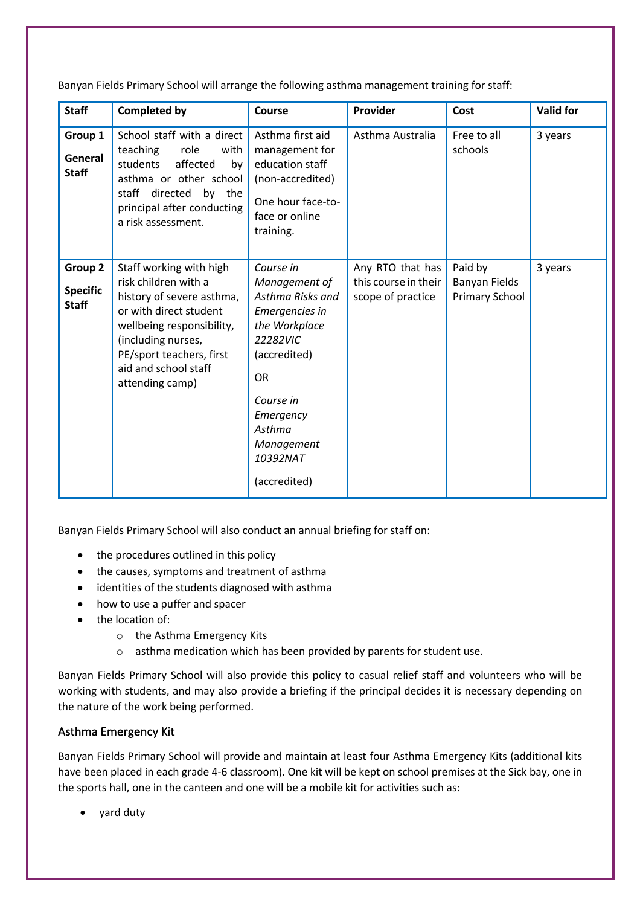Banyan Fields Primary School will arrange the following asthma management training for staff:

| Staff | Completed by | Course | Provider | Cost | Valid for |
| --- | --- | --- | --- | --- | --- |
| **Group 1** **General Staff** | School staff with a direct teaching role with students affected by asthma or other school staff directed by the principal after conducting a risk assessment. | Asthma first aid management for education staff (non-accredited) One hour face-to-face or online training. | Asthma Australia | Free to all schools | 3 years |
| **Group 2** **Specific Staff** | Staff working with high risk children with a history of severe asthma, or with direct student wellbeing responsibility, (including nurses, PE/sport teachers, first aid and school staff attending camp) | *Course in Management of Asthma Risks and Emergencies in the Workplace 22282VIC* (accredited) OR *Course in Emergency Asthma Management 10392NAT* (accredited) | Any RTO that has this course in their scope of practice | Paid by Banyan Fields Primary School | 3 years |

Banyan Fields Primary School will also conduct an annual briefing for staff on:

- the procedures outlined in this policy
- the causes, symptoms and treatment of asthma
- identities of the students diagnosed with asthma
- how to use a puffer and spacer
- the location of:
  - the Asthma Emergency Kits
  - asthma medication which has been provided by parents for student use.

Banyan Fields Primary School will also provide this policy to casual relief staff and volunteers who will be working with students, and may also provide a briefing if the principal decides it is necessary depending on the nature of the work being performed.

## Asthma Emergency Kit

Banyan Fields Primary School will provide and maintain at least four Asthma Emergency Kits (additional kits have been placed in each grade 4-6 classroom). One kit will be kept on school premises at the Sick bay, one in the sports hall, one in the canteen and one will be a mobile kit for activities such as:

- yard duty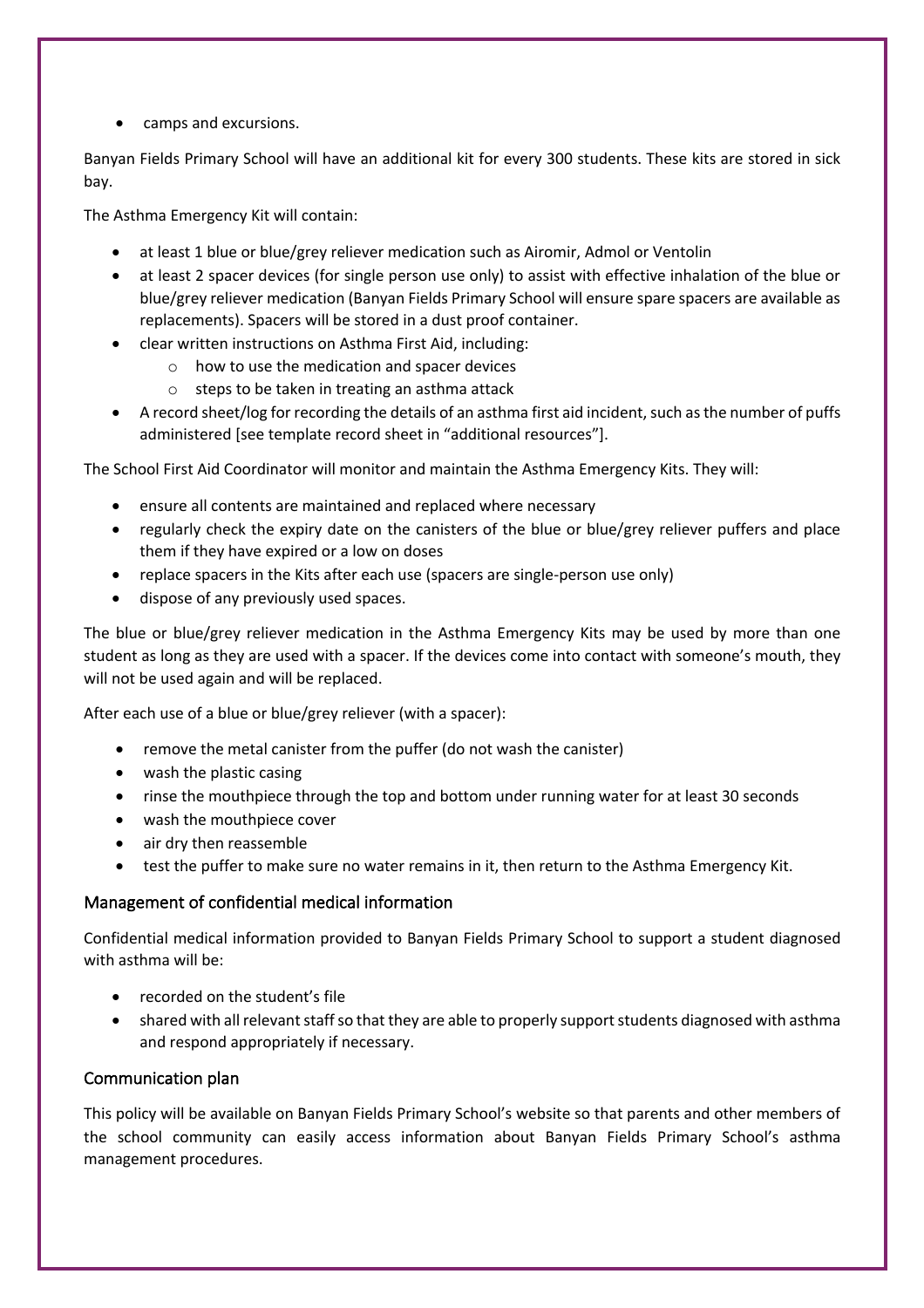- camps and excursions.

Banyan Fields Primary School will have an additional kit for every 300 students. These kits are stored in sick bay.

The Asthma Emergency Kit will contain:

- at least 1 blue or blue/grey reliever medication such as Airomir, Admol or Ventolin
- at least 2 spacer devices (for single person use only) to assist with effective inhalation of the blue or blue/grey reliever medication (Banyan Fields Primary School will ensure spare spacers are available as replacements). Spacers will be stored in a dust proof container.
- clear written instructions on Asthma First Aid, including:
  - how to use the medication and spacer devices
  - steps to be taken in treating an asthma attack
- A record sheet/log for recording the details of an asthma first aid incident, such as the number of puffs administered [see template record sheet in "additional resources"].

The School First Aid Coordinator will monitor and maintain the Asthma Emergency Kits. They will:

- ensure all contents are maintained and replaced where necessary
- regularly check the expiry date on the canisters of the blue or blue/grey reliever puffers and place them if they have expired or a low on doses
- replace spacers in the Kits after each use (spacers are single-person use only)
- dispose of any previously used spaces.

The blue or blue/grey reliever medication in the Asthma Emergency Kits may be used by more than one student as long as they are used with a spacer. If the devices come into contact with someone's mouth, they will not be used again and will be replaced.

After each use of a blue or blue/grey reliever (with a spacer):

- remove the metal canister from the puffer (do not wash the canister)
- wash the plastic casing
- rinse the mouthpiece through the top and bottom under running water for at least 30 seconds
- wash the mouthpiece cover
- air dry then reassemble
- test the puffer to make sure no water remains in it, then return to the Asthma Emergency Kit.

## Management of confidential medical information

Confidential medical information provided to Banyan Fields Primary School to support a student diagnosed with asthma will be:

- recorded on the student's file
- shared with all relevant staff so that they are able to properly support students diagnosed with asthma and respond appropriately if necessary.

## Communication plan

This policy will be available on Banyan Fields Primary School's website so that parents and other members of the school community can easily access information about Banyan Fields Primary School's asthma management procedures.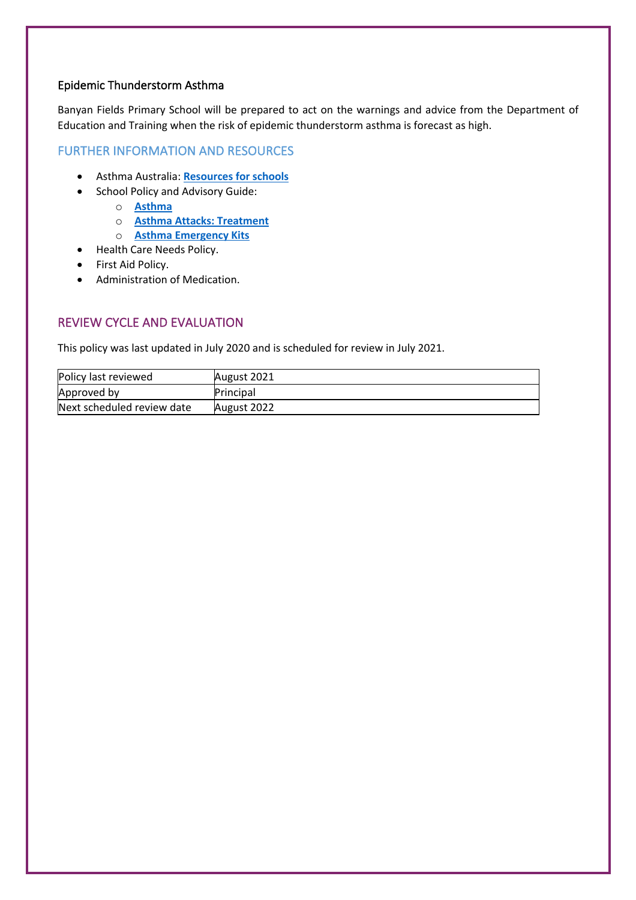### Epidemic Thunderstorm Asthma

Banyan Fields Primary School will be prepared to act on the warnings and advice from the Department of Education and Training when the risk of epidemic thunderstorm asthma is forecast as high.

## FURTHER INFORMATION AND RESOURCES

- Asthma Australia: **Resources for schools**
- School Policy and Advisory Guide:
  - **Asthma**
  - **Asthma Attacks: Treatment**
  - **Asthma Emergency Kits**
- Health Care Needs Policy.
- First Aid Policy.
- Administration of Medication.

## REVIEW CYCLE AND EVALUATION

This policy was last updated in July 2020 and is scheduled for review in July 2021.

| | |
|---|---|
| Policy last reviewed | August 2021 |
| Approved by | Principal |
| Next scheduled review date | August 2022 |